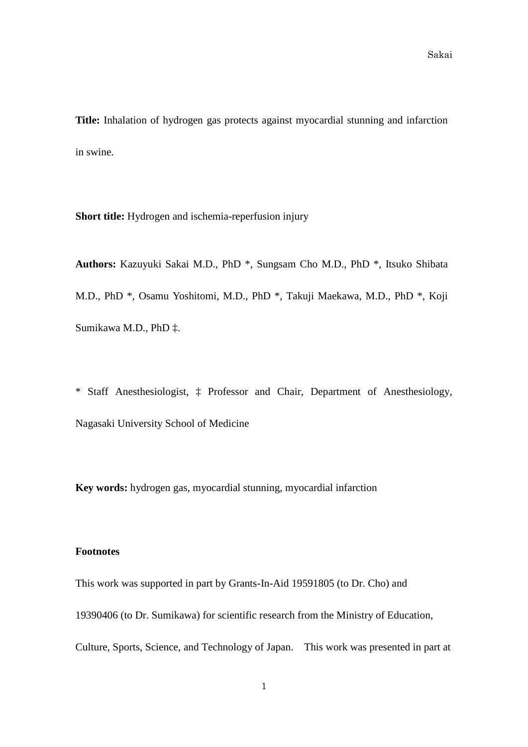**Title:** Inhalation of hydrogen gas protects against myocardial stunning and infarction in swine.

**Short title:** Hydrogen and ischemia-reperfusion injury

**Authors:** Kazuyuki Sakai M.D., PhD *, Sungsam Cho M.D., PhD *, Itsuko Shibata M.D., PhD *, Osamu Yoshitomi, M.D., PhD *, Takuji Maekawa, M.D., PhD *, Koji Sumikawa M.D., PhD ‡.

* Staff Anesthesiologist, ‡ Professor and Chair, Department of Anesthesiology, Nagasaki University School of Medicine

**Key words:** hydrogen gas, myocardial stunning, myocardial infarction

**Footnotes**

This work was supported in part by Grants-In-Aid 19591805 (to Dr. Cho) and 19390406 (to Dr. Sumikawa) for scientific research from the Ministry of Education, Culture, Sports, Science, and Technology of Japan. This work was presented in part at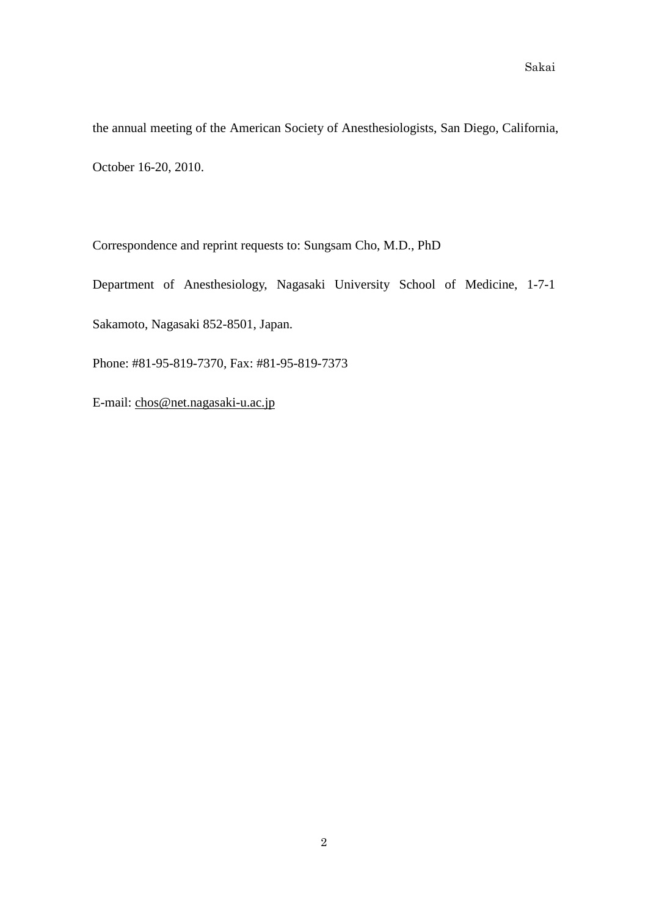the annual meeting of the American Society of Anesthesiologists, San Diego, California, October 16-20, 2010.

Correspondence and reprint requests to: Sungsam Cho, M.D., PhD

Department of Anesthesiology, Nagasaki University School of Medicine, 1-7-1 Sakamoto, Nagasaki 852-8501, Japan.

Phone: #81-95-819-7370, Fax: #81-95-819-7373

E-mail: chos@net.nagasaki-u.ac.jp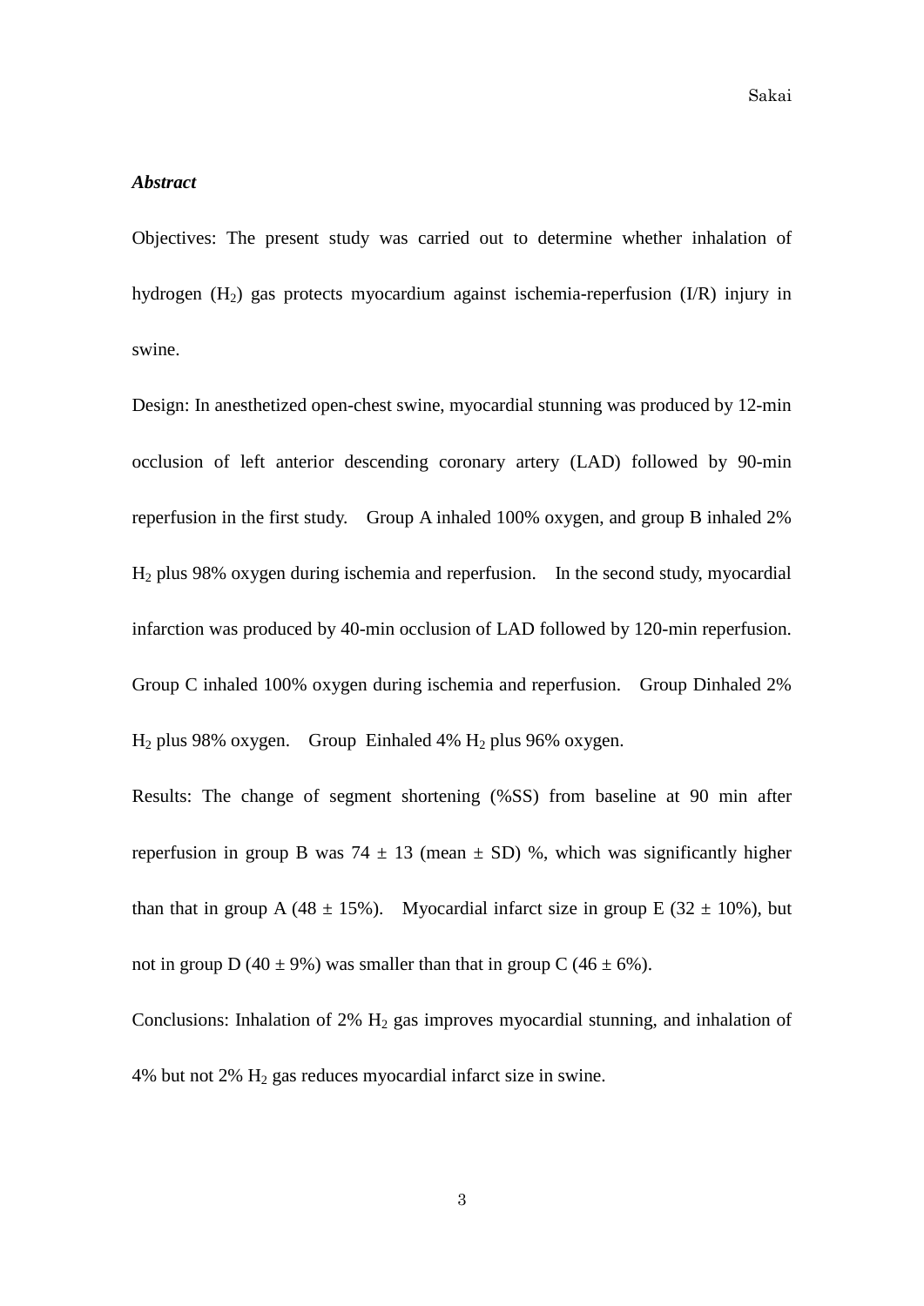***Abstract***

Objectives: The present study was carried out to determine whether inhalation of hydrogen ($H_2$) gas protects myocardium against ischemia-reperfusion (I/R) injury in swine.

Design: In anesthetized open-chest swine, myocardial stunning was produced by 12-min occlusion of left anterior descending coronary artery (LAD) followed by 90-min reperfusion in the first study. Group A inhaled 100% oxygen, and group B inhaled 2% $H_2$ plus 98% oxygen during ischemia and reperfusion. In the second study, myocardial infarction was produced by 40-min occlusion of LAD followed by 120-min reperfusion. Group C inhaled 100% oxygen during ischemia and reperfusion. Group Dinhaled 2% $H_2$ plus 98% oxygen. Group Einhaled 4% $H_2$ plus 96% oxygen.

Results: The change of segment shortening (%SS) from baseline at 90 min after reperfusion in group B was 74 ± 13 (mean ± SD) %, which was significantly higher than that in group A (48 ± 15%). Myocardial infarct size in group E (32 ± 10%), but not in group D (40 ± 9%) was smaller than that in group C (46 ± 6%).

Conclusions: Inhalation of 2% $H_2$ gas improves myocardial stunning, and inhalation of 4% but not 2% $H_2$ gas reduces myocardial infarct size in swine.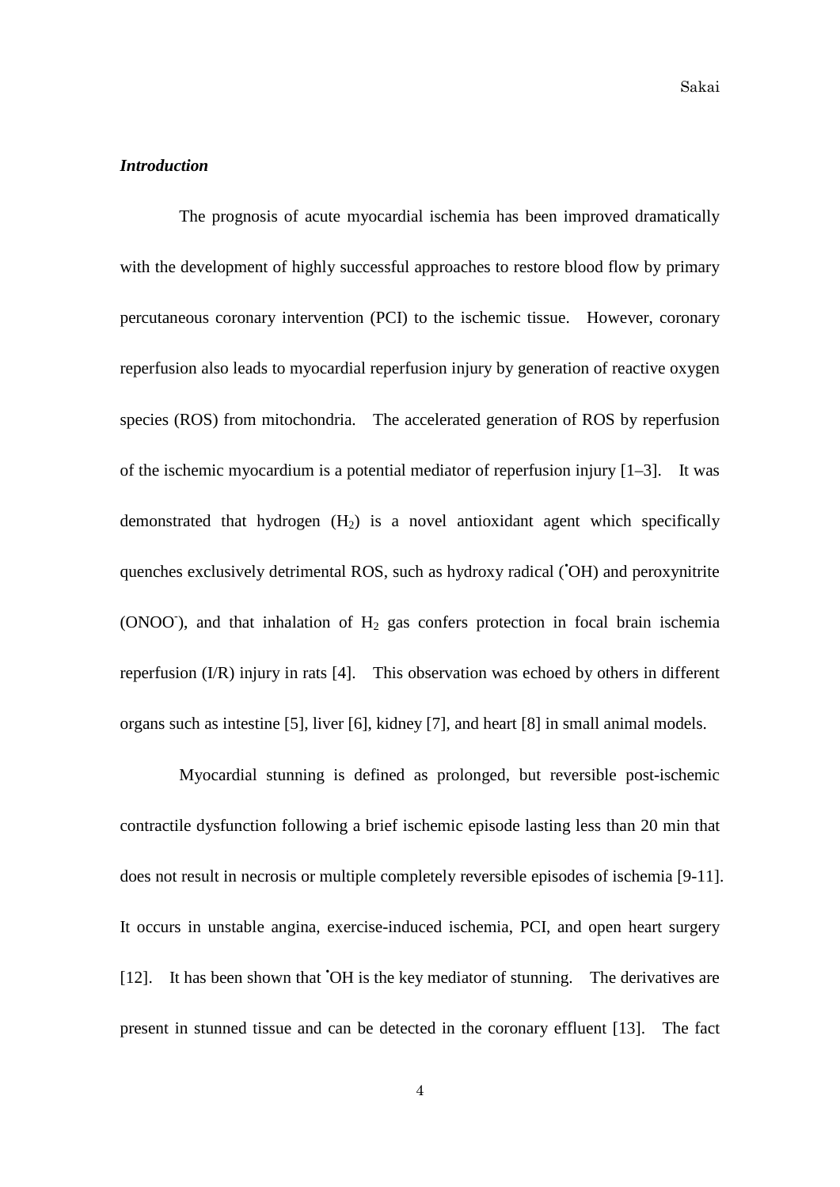### *Introduction*

The prognosis of acute myocardial ischemia has been improved dramatically with the development of highly successful approaches to restore blood flow by primary percutaneous coronary intervention (PCI) to the ischemic tissue. However, coronary reperfusion also leads to myocardial reperfusion injury by generation of reactive oxygen species (ROS) from mitochondria. The accelerated generation of ROS by reperfusion of the ischemic myocardium is a potential mediator of reperfusion injury [1–3]. It was demonstrated that hydrogen ($H_2$) is a novel antioxidant agent which specifically quenches exclusively detrimental ROS, such as hydroxy radical ($^{\bullet}OH$) and peroxynitrite ($ONOO^-$), and that inhalation of $H_2$ gas confers protection in focal brain ischemia reperfusion (I/R) injury in rats [4]. This observation was echoed by others in different organs such as intestine [5], liver [6], kidney [7], and heart [8] in small animal models.

Myocardial stunning is defined as prolonged, but reversible post-ischemic contractile dysfunction following a brief ischemic episode lasting less than 20 min that does not result in necrosis or multiple completely reversible episodes of ischemia [9-11]. It occurs in unstable angina, exercise-induced ischemia, PCI, and open heart surgery [12]. It has been shown that $^{\bullet}OH$ is the key mediator of stunning. The derivatives are present in stunned tissue and can be detected in the coronary effluent [13]. The fact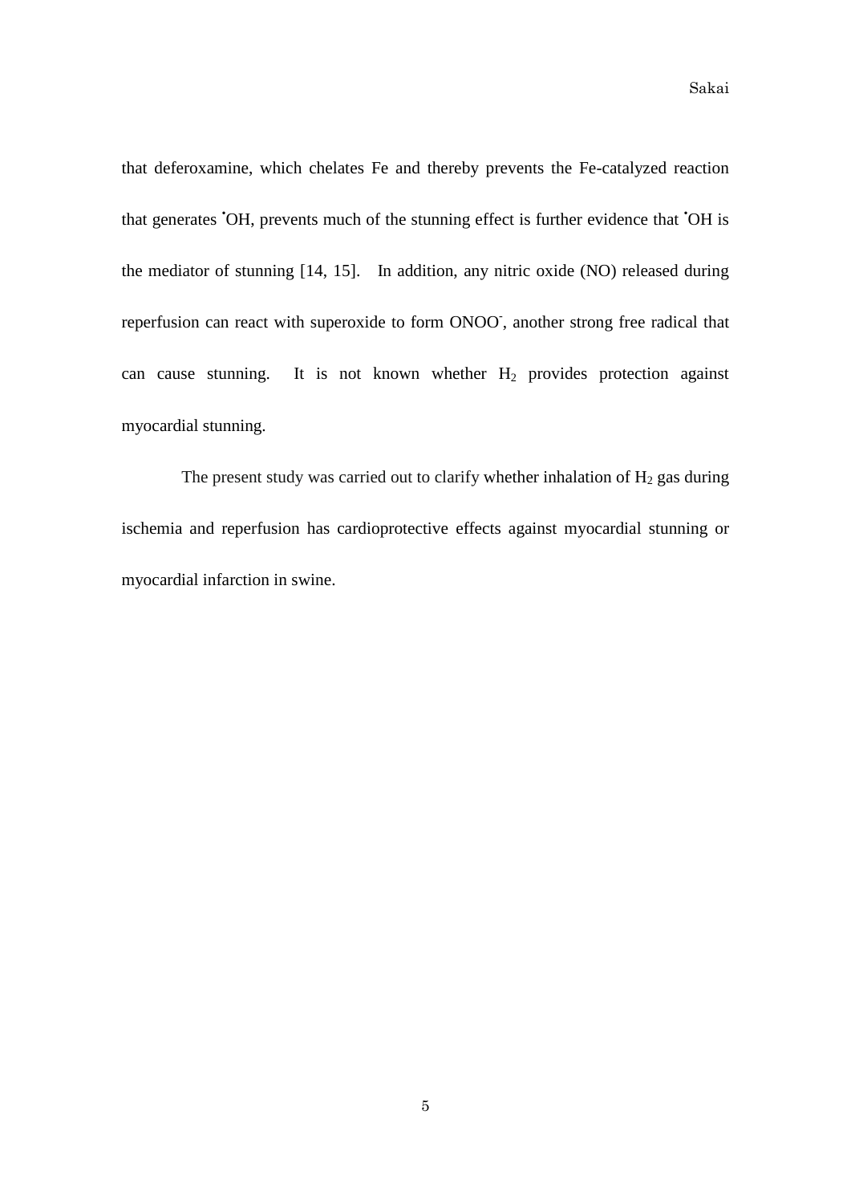that deferoxamine, which chelates Fe and thereby prevents the Fe-catalyzed reaction that generates $^{\bullet}OH$, prevents much of the stunning effect is further evidence that $^{\bullet}OH$ is the mediator of stunning [14, 15]. In addition, any nitric oxide (NO) released during reperfusion can react with superoxide to form $ONOO^-$, another strong free radical that can cause stunning. It is not known whether $H_2$ provides protection against myocardial stunning.

The present study was carried out to clarify whether inhalation of $H_2$ gas during ischemia and reperfusion has cardioprotective effects against myocardial stunning or myocardial infarction in swine.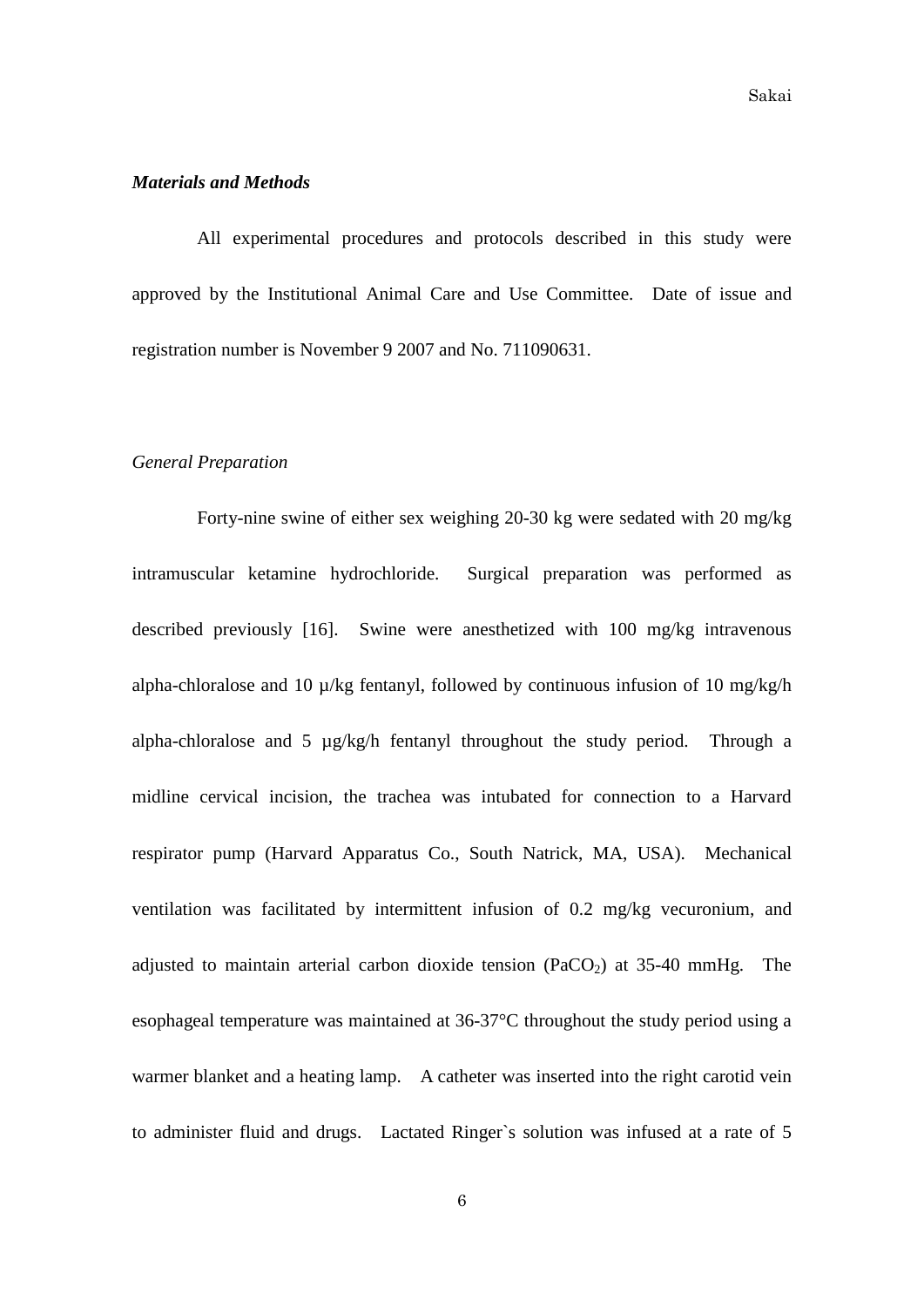***Materials and Methods***

All experimental procedures and protocols described in this study were approved by the Institutional Animal Care and Use Committee. Date of issue and registration number is November 9 2007 and No. 711090631.

*General Preparation*

Forty-nine swine of either sex weighing 20-30 kg were sedated with 20 mg/kg intramuscular ketamine hydrochloride. Surgical preparation was performed as described previously [16]. Swine were anesthetized with 100 mg/kg intravenous alpha-chloralose and 10 µ/kg fentanyl, followed by continuous infusion of 10 mg/kg/h alpha-chloralose and 5 µg/kg/h fentanyl throughout the study period. Through a midline cervical incision, the trachea was intubated for connection to a Harvard respirator pump (Harvard Apparatus Co., South Natrick, MA, USA). Mechanical ventilation was facilitated by intermittent infusion of 0.2 mg/kg vecuronium, and adjusted to maintain arterial carbon dioxide tension ($PaCO_2$) at 35-40 mmHg. The esophageal temperature was maintained at 36-37°C throughout the study period using a warmer blanket and a heating lamp. A catheter was inserted into the right carotid vein to administer fluid and drugs. Lactated Ringer`s solution was infused at a rate of 5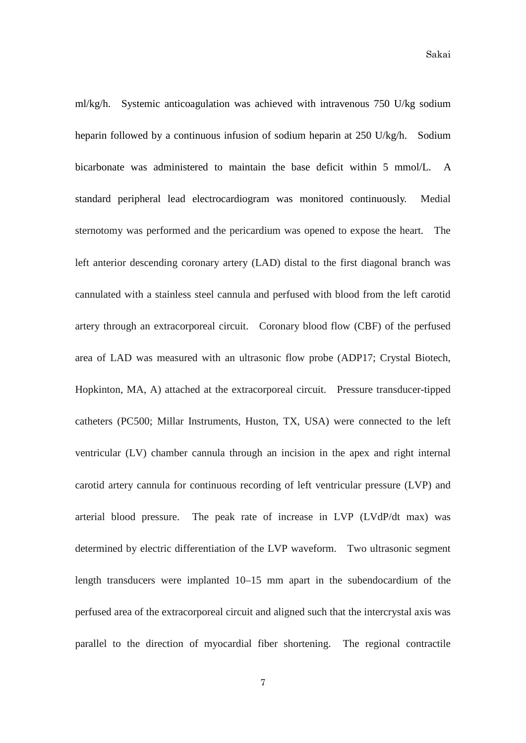ml/kg/h. Systemic anticoagulation was achieved with intravenous 750 U/kg sodium heparin followed by a continuous infusion of sodium heparin at 250 U/kg/h. Sodium bicarbonate was administered to maintain the base deficit within 5 mmol/L. A standard peripheral lead electrocardiogram was monitored continuously. Medial sternotomy was performed and the pericardium was opened to expose the heart. The left anterior descending coronary artery (LAD) distal to the first diagonal branch was cannulated with a stainless steel cannula and perfused with blood from the left carotid artery through an extracorporeal circuit. Coronary blood flow (CBF) of the perfused area of LAD was measured with an ultrasonic flow probe (ADP17; Crystal Biotech, Hopkinton, MA, A) attached at the extracorporeal circuit. Pressure transducer-tipped catheters (PC500; Millar Instruments, Huston, TX, USA) were connected to the left ventricular (LV) chamber cannula through an incision in the apex and right internal carotid artery cannula for continuous recording of left ventricular pressure (LVP) and arterial blood pressure. The peak rate of increase in LVP (LVdP/dt max) was determined by electric differentiation of the LVP waveform. Two ultrasonic segment length transducers were implanted 10–15 mm apart in the subendocardium of the perfused area of the extracorporeal circuit and aligned such that the intercrystal axis was parallel to the direction of myocardial fiber shortening. The regional contractile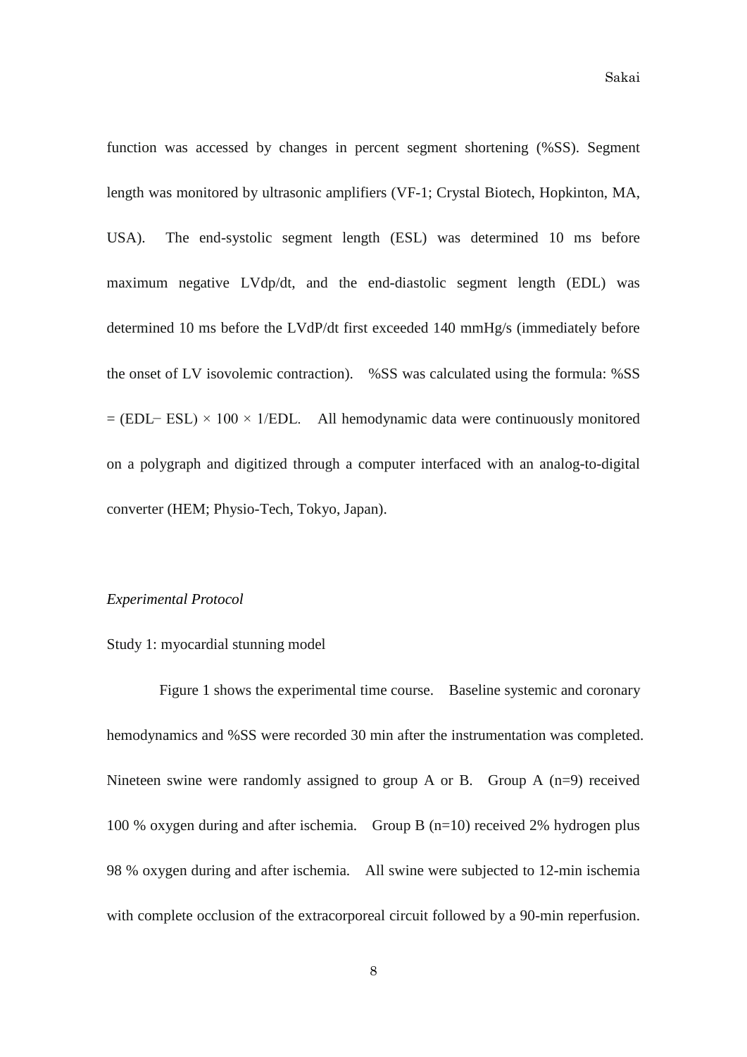function was accessed by changes in percent segment shortening (%SS). Segment length was monitored by ultrasonic amplifiers (VF-1; Crystal Biotech, Hopkinton, MA, USA). The end-systolic segment length (ESL) was determined 10 ms before maximum negative LVdp/dt, and the end-diastolic segment length (EDL) was determined 10 ms before the LVdP/dt first exceeded 140 mmHg/s (immediately before the onset of LV isovolemic contraction). %SS was calculated using the formula: %SS = (EDL− ESL) × 100 × 1/EDL. All hemodynamic data were continuously monitored on a polygraph and digitized through a computer interfaced with an analog-to-digital converter (HEM; Physio-Tech, Tokyo, Japan).

*Experimental Protocol*

Study 1: myocardial stunning model

Figure 1 shows the experimental time course. Baseline systemic and coronary hemodynamics and %SS were recorded 30 min after the instrumentation was completed. Nineteen swine were randomly assigned to group A or B. Group A (n=9) received 100 % oxygen during and after ischemia. Group B (n=10) received 2% hydrogen plus 98 % oxygen during and after ischemia. All swine were subjected to 12-min ischemia with complete occlusion of the extracorporeal circuit followed by a 90-min reperfusion.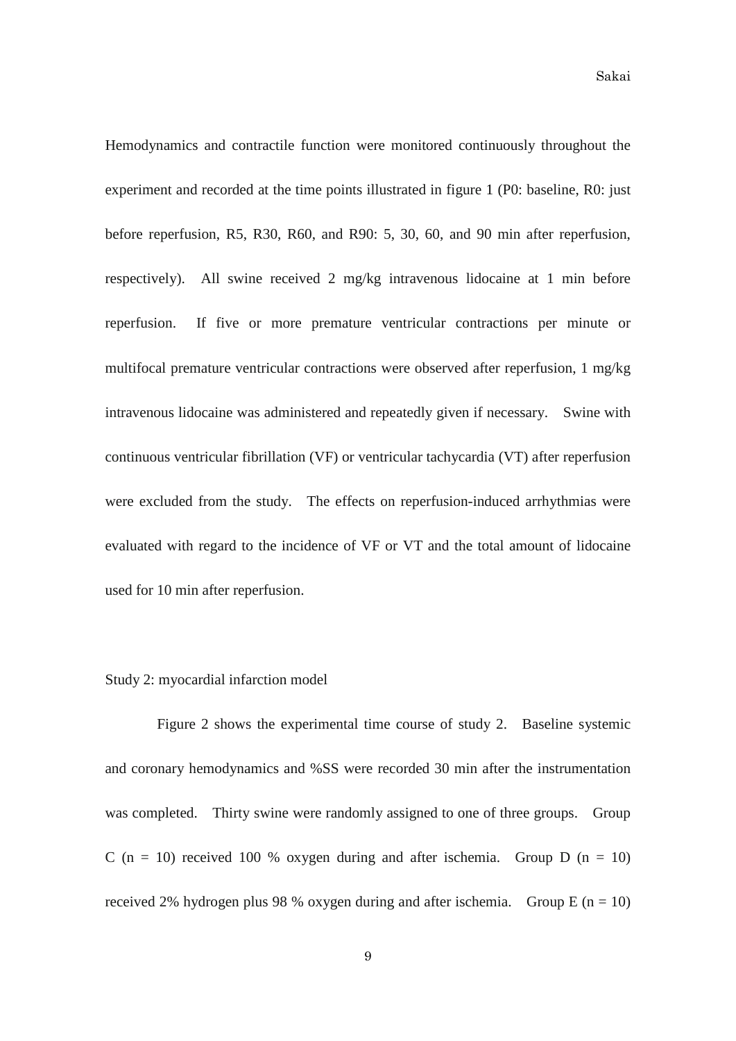Hemodynamics and contractile function were monitored continuously throughout the experiment and recorded at the time points illustrated in figure 1 (P0: baseline, R0: just before reperfusion, R5, R30, R60, and R90: 5, 30, 60, and 90 min after reperfusion, respectively). All swine received 2 mg/kg intravenous lidocaine at 1 min before reperfusion. If five or more premature ventricular contractions per minute or multifocal premature ventricular contractions were observed after reperfusion, 1 mg/kg intravenous lidocaine was administered and repeatedly given if necessary. Swine with continuous ventricular fibrillation (VF) or ventricular tachycardia (VT) after reperfusion were excluded from the study. The effects on reperfusion-induced arrhythmias were evaluated with regard to the incidence of VF or VT and the total amount of lidocaine used for 10 min after reperfusion.

Study 2: myocardial infarction model

Figure 2 shows the experimental time course of study 2. Baseline systemic and coronary hemodynamics and %SS were recorded 30 min after the instrumentation was completed. Thirty swine were randomly assigned to one of three groups. Group C (n = 10) received 100 % oxygen during and after ischemia. Group D (n = 10) received 2% hydrogen plus 98 % oxygen during and after ischemia. Group E (n = 10)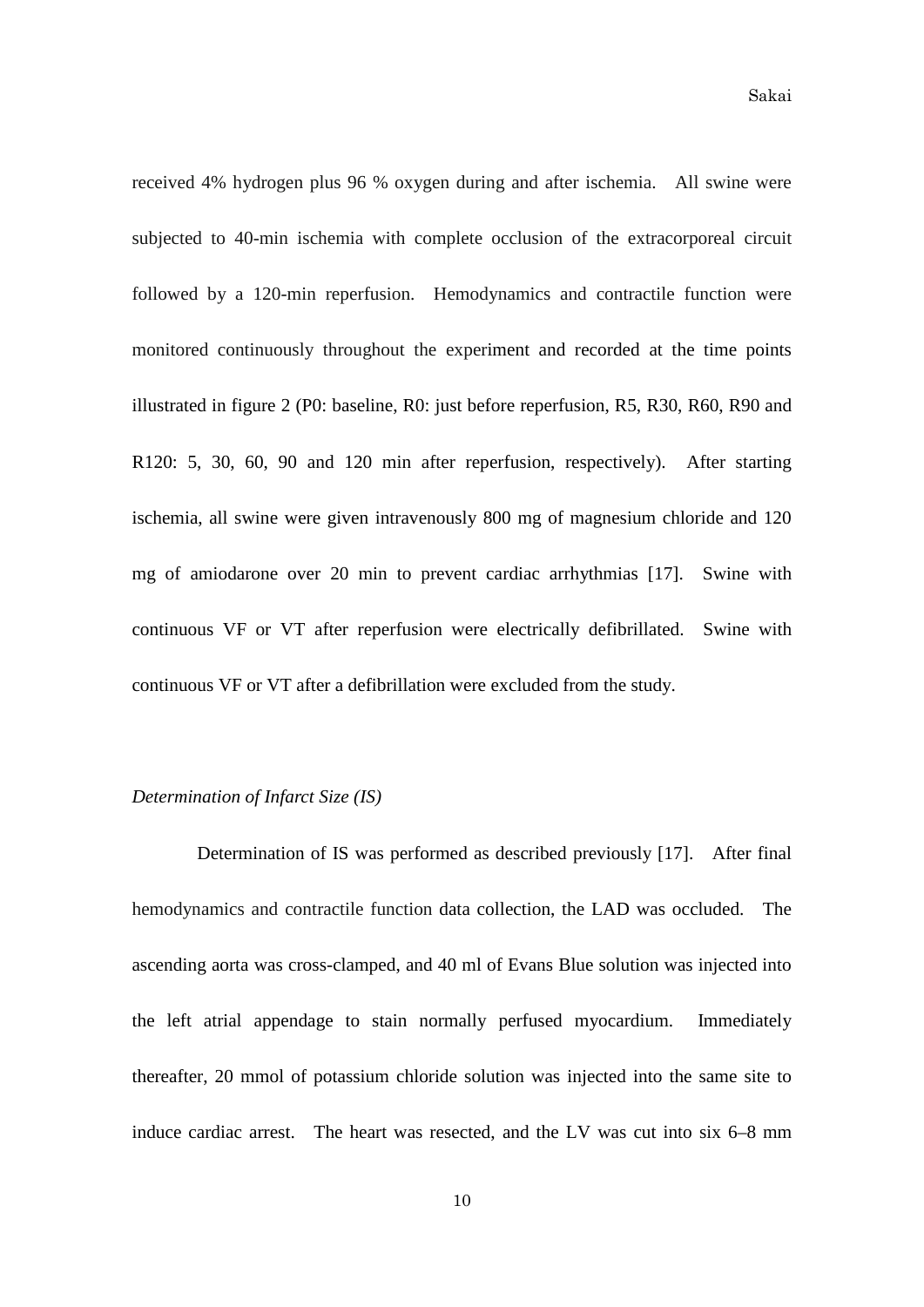received 4% hydrogen plus 96 % oxygen during and after ischemia. All swine were subjected to 40-min ischemia with complete occlusion of the extracorporeal circuit followed by a 120-min reperfusion. Hemodynamics and contractile function were monitored continuously throughout the experiment and recorded at the time points illustrated in figure 2 (P0: baseline, R0: just before reperfusion, R5, R30, R60, R90 and R120: 5, 30, 60, 90 and 120 min after reperfusion, respectively). After starting ischemia, all swine were given intravenously 800 mg of magnesium chloride and 120 mg of amiodarone over 20 min to prevent cardiac arrhythmias [17]. Swine with continuous VF or VT after reperfusion were electrically defibrillated. Swine with continuous VF or VT after a defibrillation were excluded from the study.

*Determination of Infarct Size (IS)*

Determination of IS was performed as described previously [17]. After final hemodynamics and contractile function data collection, the LAD was occluded. The ascending aorta was cross-clamped, and 40 ml of Evans Blue solution was injected into the left atrial appendage to stain normally perfused myocardium. Immediately thereafter, 20 mmol of potassium chloride solution was injected into the same site to induce cardiac arrest. The heart was resected, and the LV was cut into six 6–8 mm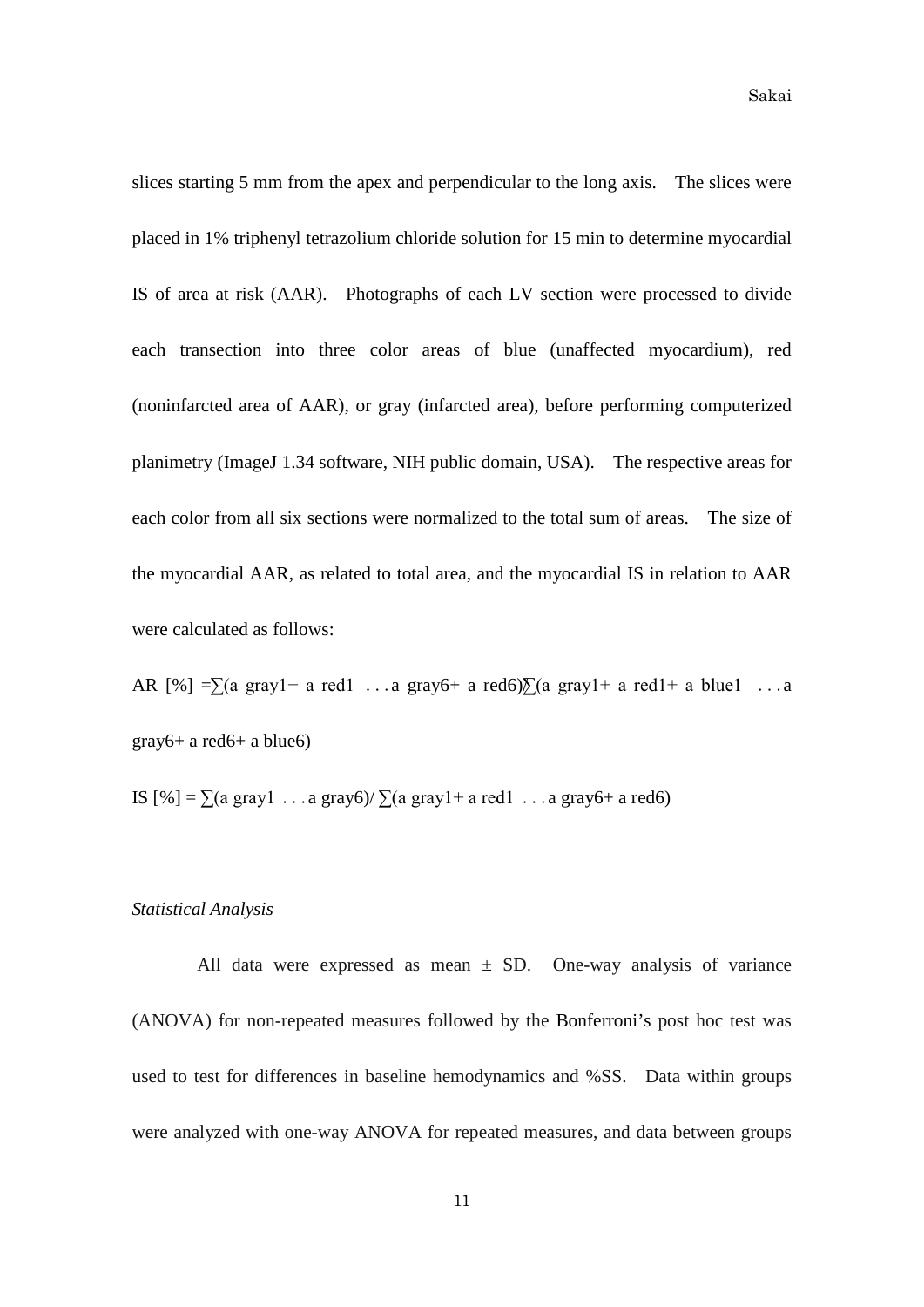slices starting 5 mm from the apex and perpendicular to the long axis. The slices were placed in 1% triphenyl tetrazolium chloride solution for 15 min to determine myocardial IS of area at risk (AAR). Photographs of each LV section were processed to divide each transection into three color areas of blue (unaffected myocardium), red (noninfarcted area of AAR), or gray (infarcted area), before performing computerized planimetry (ImageJ 1.34 software, NIH public domain, USA). The respective areas for each color from all six sections were normalized to the total sum of areas. The size of the myocardial AAR, as related to total area, and the myocardial IS in relation to AAR were calculated as follows:

AR [%] =∑(a gray1+ a red1 . . . a gray6+ a red6)∑(a gray1+ a red1+ a blue1 . . . a gray6+ a red6+ a blue6)

IS [%] = ∑(a gray1 . . . a gray6)/ ∑(a gray1+ a red1 . . . a gray6+ a red6)

*Statistical Analysis*

All data were expressed as mean ± SD. One-way analysis of variance (ANOVA) for non-repeated measures followed by the Bonferroni's post hoc test was used to test for differences in baseline hemodynamics and %SS. Data within groups were analyzed with one-way ANOVA for repeated measures, and data between groups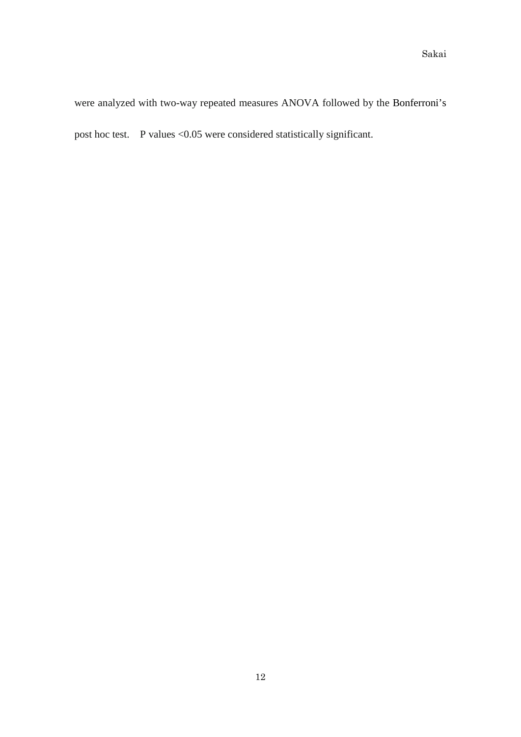were analyzed with two-way repeated measures ANOVA followed by the Bonferroni's post hoc test. P values <0.05 were considered statistically significant.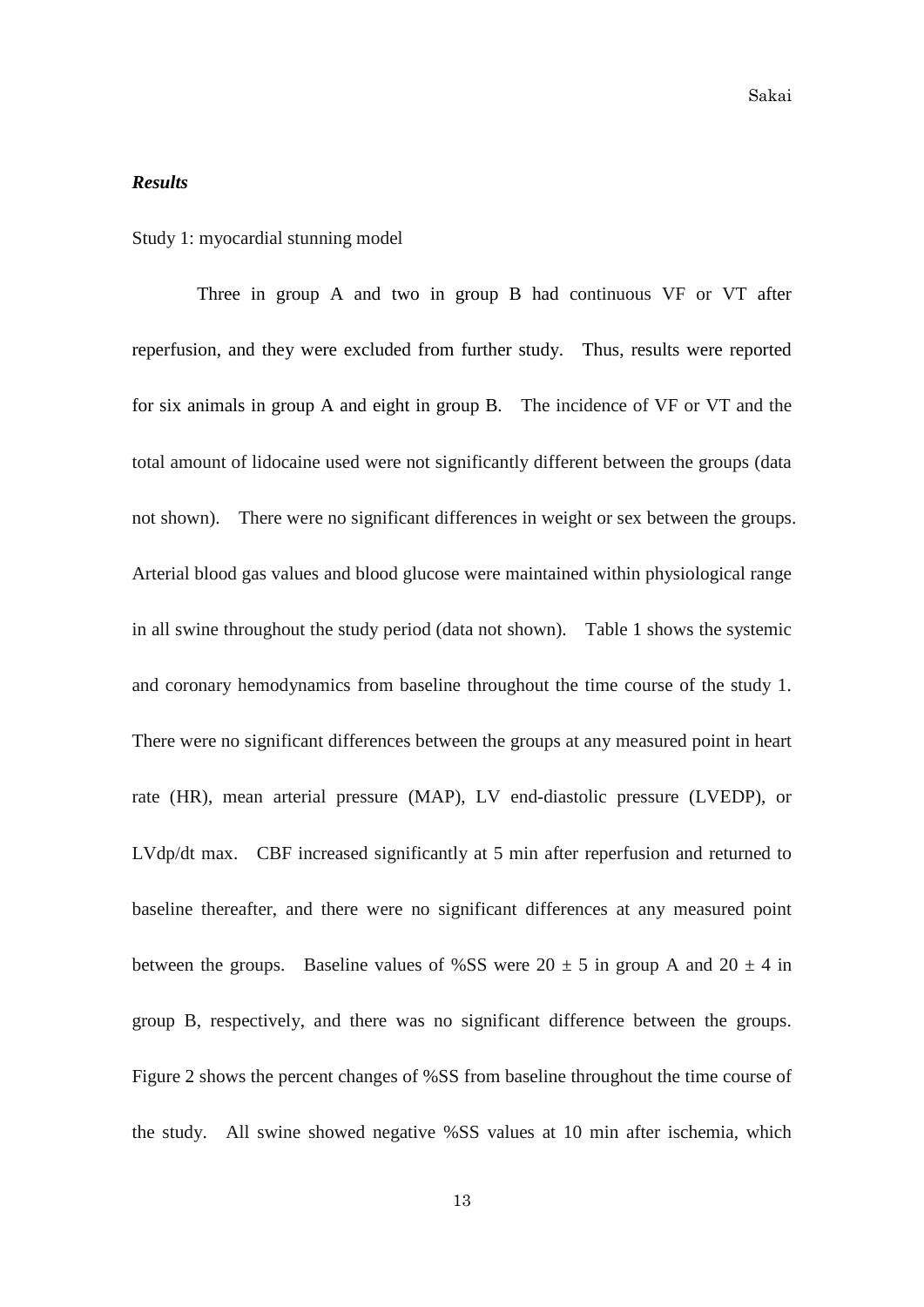***Results***

Study 1: myocardial stunning model

Three in group A and two in group B had continuous VF or VT after reperfusion, and they were excluded from further study. Thus, results were reported for six animals in group A and eight in group B. The incidence of VF or VT and the total amount of lidocaine used were not significantly different between the groups (data not shown). There were no significant differences in weight or sex between the groups. Arterial blood gas values and blood glucose were maintained within physiological range in all swine throughout the study period (data not shown). Table 1 shows the systemic and coronary hemodynamics from baseline throughout the time course of the study 1. There were no significant differences between the groups at any measured point in heart rate (HR), mean arterial pressure (MAP), LV end-diastolic pressure (LVEDP), or LVdp/dt max. CBF increased significantly at 5 min after reperfusion and returned to baseline thereafter, and there were no significant differences at any measured point between the groups. Baseline values of %SS were $20 \pm 5$ in group A and $20 \pm 4$ in group B, respectively, and there was no significant difference between the groups. Figure 2 shows the percent changes of %SS from baseline throughout the time course of the study. All swine showed negative %SS values at 10 min after ischemia, which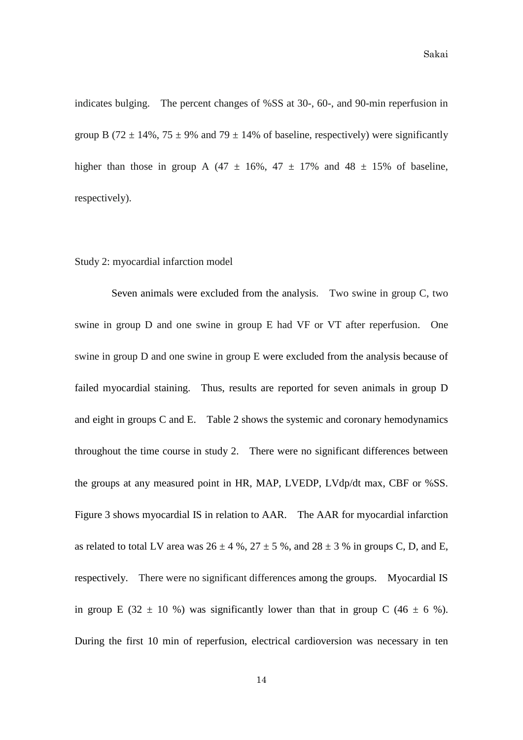indicates bulging. The percent changes of %SS at 30-, 60-, and 90-min reperfusion in group B (72 ± 14%, 75 ± 9% and 79 ± 14% of baseline, respectively) were significantly higher than those in group A (47 ± 16%, 47 ± 17% and 48 ± 15% of baseline, respectively).

Study 2: myocardial infarction model

Seven animals were excluded from the analysis. Two swine in group C, two swine in group D and one swine in group E had VF or VT after reperfusion. One swine in group D and one swine in group E were excluded from the analysis because of failed myocardial staining. Thus, results are reported for seven animals in group D and eight in groups C and E. Table 2 shows the systemic and coronary hemodynamics throughout the time course in study 2. There were no significant differences between the groups at any measured point in HR, MAP, LVEDP, LVdp/dt max, CBF or %SS. Figure 3 shows myocardial IS in relation to AAR. The AAR for myocardial infarction as related to total LV area was 26 ± 4 %, 27 ± 5 %, and 28 ± 3 % in groups C, D, and E, respectively. There were no significant differences among the groups. Myocardial IS in group E (32 ± 10 %) was significantly lower than that in group C (46 ± 6 %). During the first 10 min of reperfusion, electrical cardioversion was necessary in ten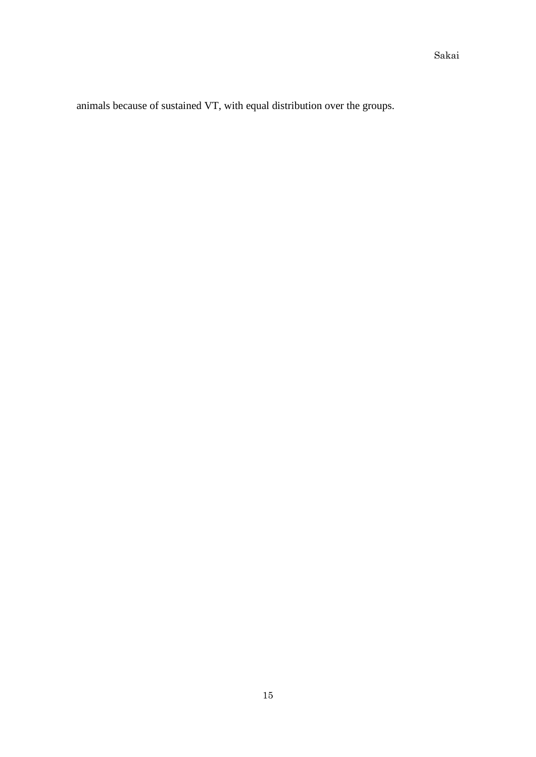animals because of sustained VT, with equal distribution over the groups.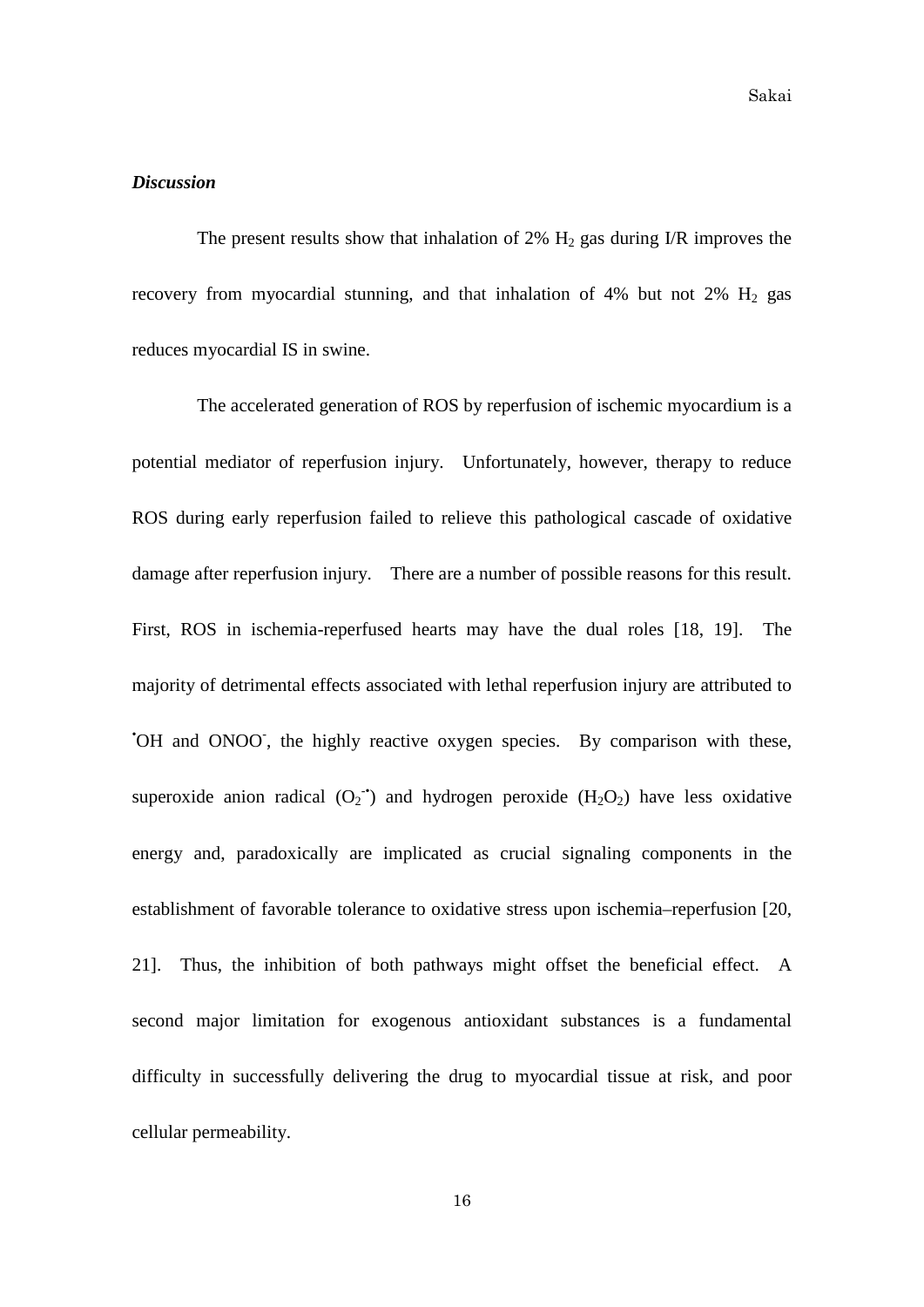***Discussion***

The present results show that inhalation of 2% $H_2$ gas during I/R improves the recovery from myocardial stunning, and that inhalation of 4% but not 2% $H_2$ gas reduces myocardial IS in swine.

The accelerated generation of ROS by reperfusion of ischemic myocardium is a potential mediator of reperfusion injury. Unfortunately, however, therapy to reduce ROS during early reperfusion failed to relieve this pathological cascade of oxidative damage after reperfusion injury. There are a number of possible reasons for this result. First, ROS in ischemia-reperfused hearts may have the dual roles [18, 19]. The majority of detrimental effects associated with lethal reperfusion injury are attributed to $^{\bullet}OH$ and $ONOO^-$, the highly reactive oxygen species. By comparison with these, superoxide anion radical ($O_2^{-\bullet}$) and hydrogen peroxide ($H_2O_2$) have less oxidative energy and, paradoxically are implicated as crucial signaling components in the establishment of favorable tolerance to oxidative stress upon ischemia–reperfusion [20, 21]. Thus, the inhibition of both pathways might offset the beneficial effect. A second major limitation for exogenous antioxidant substances is a fundamental difficulty in successfully delivering the drug to myocardial tissue at risk, and poor cellular permeability.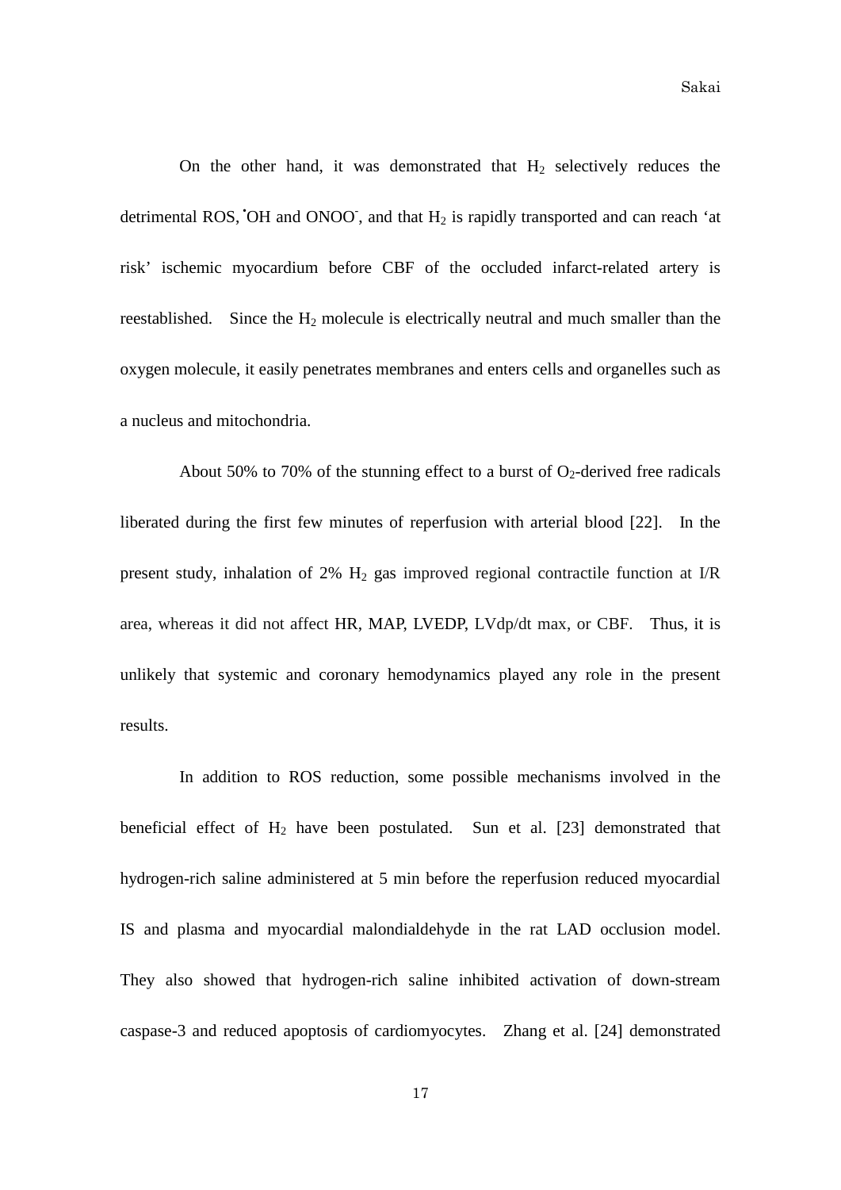On the other hand, it was demonstrated that $H_2$ selectively reduces the detrimental ROS, $^{\bullet}OH$ and $ONOO^-$, and that $H_2$ is rapidly transported and can reach 'at risk' ischemic myocardium before CBF of the occluded infarct-related artery is reestablished. Since the $H_2$ molecule is electrically neutral and much smaller than the oxygen molecule, it easily penetrates membranes and enters cells and organelles such as a nucleus and mitochondria.

About 50% to 70% of the stunning effect to a burst of $O_2$-derived free radicals liberated during the first few minutes of reperfusion with arterial blood [22]. In the present study, inhalation of 2% $H_2$ gas improved regional contractile function at I/R area, whereas it did not affect HR, MAP, LVEDP, LVdp/dt max, or CBF. Thus, it is unlikely that systemic and coronary hemodynamics played any role in the present results.

In addition to ROS reduction, some possible mechanisms involved in the beneficial effect of $H_2$ have been postulated. Sun et al. [23] demonstrated that hydrogen-rich saline administered at 5 min before the reperfusion reduced myocardial IS and plasma and myocardial malondialdehyde in the rat LAD occlusion model. They also showed that hydrogen-rich saline inhibited activation of down-stream caspase-3 and reduced apoptosis of cardiomyocytes. Zhang et al. [24] demonstrated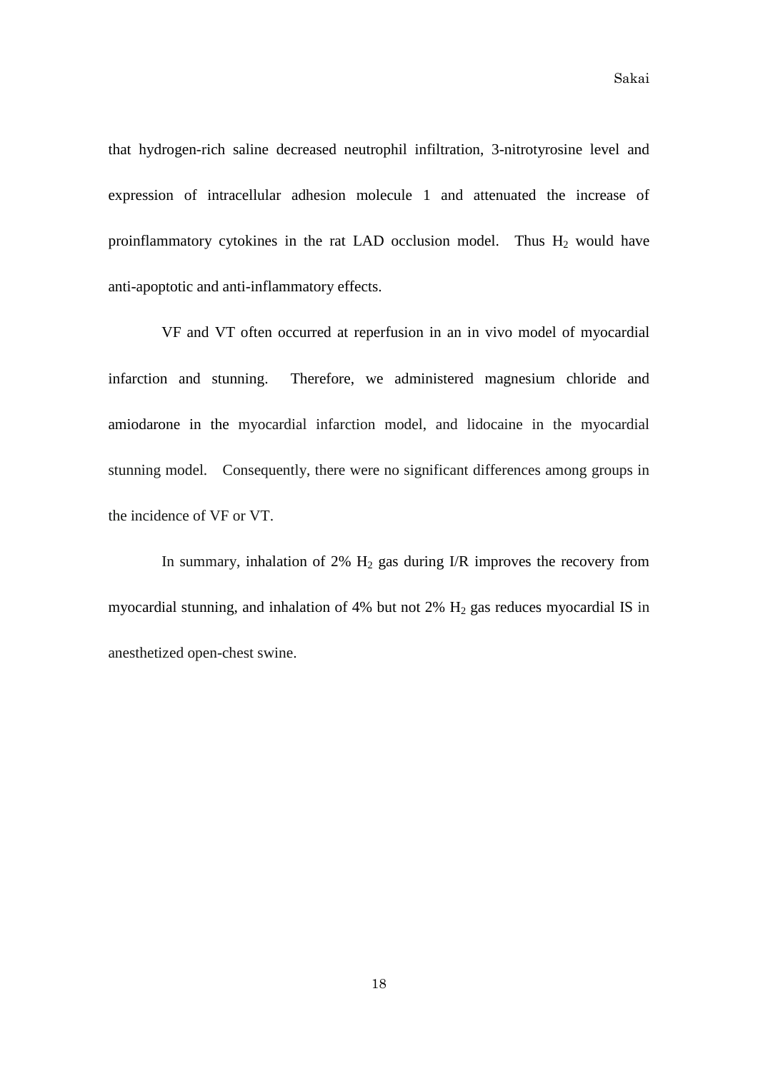that hydrogen-rich saline decreased neutrophil infiltration, 3-nitrotyrosine level and expression of intracellular adhesion molecule 1 and attenuated the increase of proinflammatory cytokines in the rat LAD occlusion model. Thus $H_2$ would have anti-apoptotic and anti-inflammatory effects.

VF and VT often occurred at reperfusion in an in vivo model of myocardial infarction and stunning. Therefore, we administered magnesium chloride and amiodarone in the myocardial infarction model, and lidocaine in the myocardial stunning model. Consequently, there were no significant differences among groups in the incidence of VF or VT.

In summary, inhalation of 2% $H_2$ gas during I/R improves the recovery from myocardial stunning, and inhalation of 4% but not 2% $H_2$ gas reduces myocardial IS in anesthetized open-chest swine.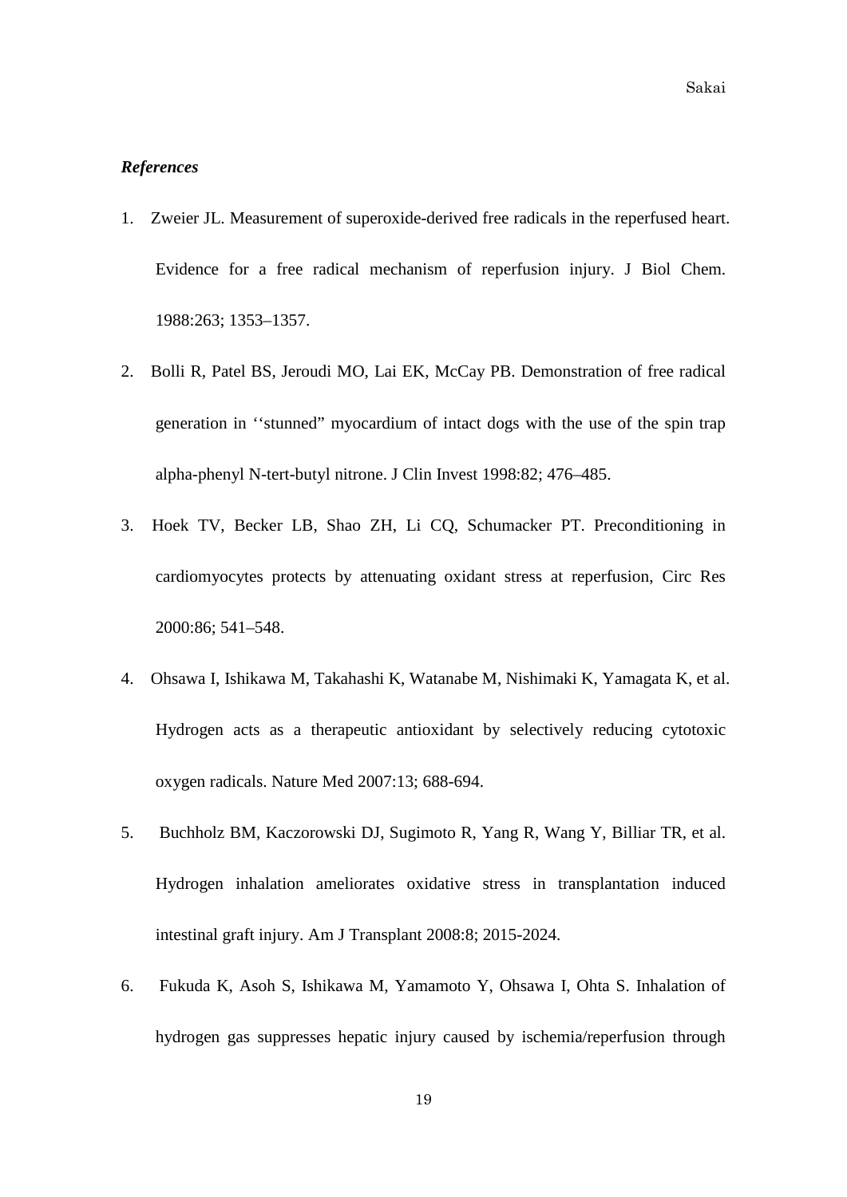***References***

1. Zweier JL. Measurement of superoxide-derived free radicals in the reperfused heart. Evidence for a free radical mechanism of reperfusion injury. J Biol Chem. 1988:263; 1353–1357.

2. Bolli R, Patel BS, Jeroudi MO, Lai EK, McCay PB. Demonstration of free radical generation in ‘‘stunned” myocardium of intact dogs with the use of the spin trap alpha-phenyl N-tert-butyl nitrone. J Clin Invest 1998:82; 476–485.

3. Hoek TV, Becker LB, Shao ZH, Li CQ, Schumacker PT. Preconditioning in cardiomyocytes protects by attenuating oxidant stress at reperfusion, Circ Res 2000:86; 541–548.

4. Ohsawa I, Ishikawa M, Takahashi K, Watanabe M, Nishimaki K, Yamagata K, et al. Hydrogen acts as a therapeutic antioxidant by selectively reducing cytotoxic oxygen radicals. Nature Med 2007:13; 688-694.

5. Buchholz BM, Kaczorowski DJ, Sugimoto R, Yang R, Wang Y, Billiar TR, et al. Hydrogen inhalation ameliorates oxidative stress in transplantation induced intestinal graft injury. Am J Transplant 2008:8; 2015-2024.

6. Fukuda K, Asoh S, Ishikawa M, Yamamoto Y, Ohsawa I, Ohta S. Inhalation of hydrogen gas suppresses hepatic injury caused by ischemia/reperfusion through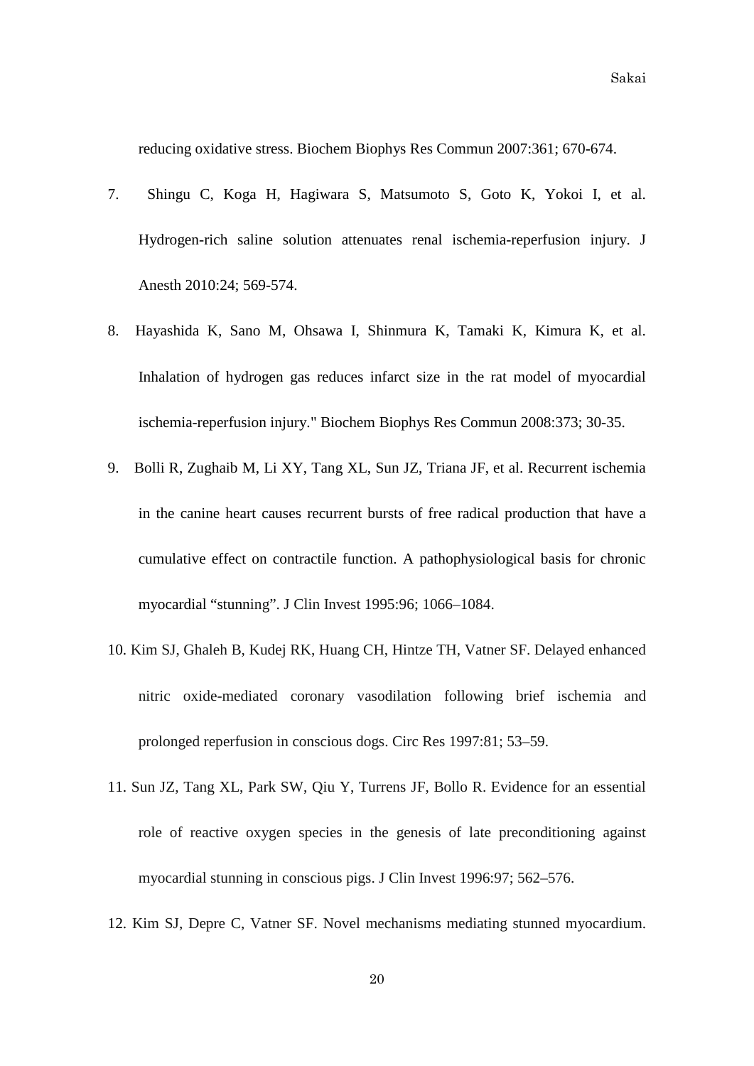reducing oxidative stress. Biochem Biophys Res Commun 2007:361; 670-674.

7. Shingu C, Koga H, Hagiwara S, Matsumoto S, Goto K, Yokoi I, et al. Hydrogen-rich saline solution attenuates renal ischemia-reperfusion injury. J Anesth 2010:24; 569-574.

8. Hayashida K, Sano M, Ohsawa I, Shinmura K, Tamaki K, Kimura K, et al. Inhalation of hydrogen gas reduces infarct size in the rat model of myocardial ischemia-reperfusion injury." Biochem Biophys Res Commun 2008:373; 30-35.

9. Bolli R, Zughaib M, Li XY, Tang XL, Sun JZ, Triana JF, et al. Recurrent ischemia in the canine heart causes recurrent bursts of free radical production that have a cumulative effect on contractile function. A pathophysiological basis for chronic myocardial "stunning". J Clin Invest 1995:96; 1066–1084.

10. Kim SJ, Ghaleh B, Kudej RK, Huang CH, Hintze TH, Vatner SF. Delayed enhanced nitric oxide-mediated coronary vasodilation following brief ischemia and prolonged reperfusion in conscious dogs. Circ Res 1997:81; 53–59.

11. Sun JZ, Tang XL, Park SW, Qiu Y, Turrens JF, Bollo R. Evidence for an essential role of reactive oxygen species in the genesis of late preconditioning against myocardial stunning in conscious pigs. J Clin Invest 1996:97; 562–576.

12. Kim SJ, Depre C, Vatner SF. Novel mechanisms mediating stunned myocardium.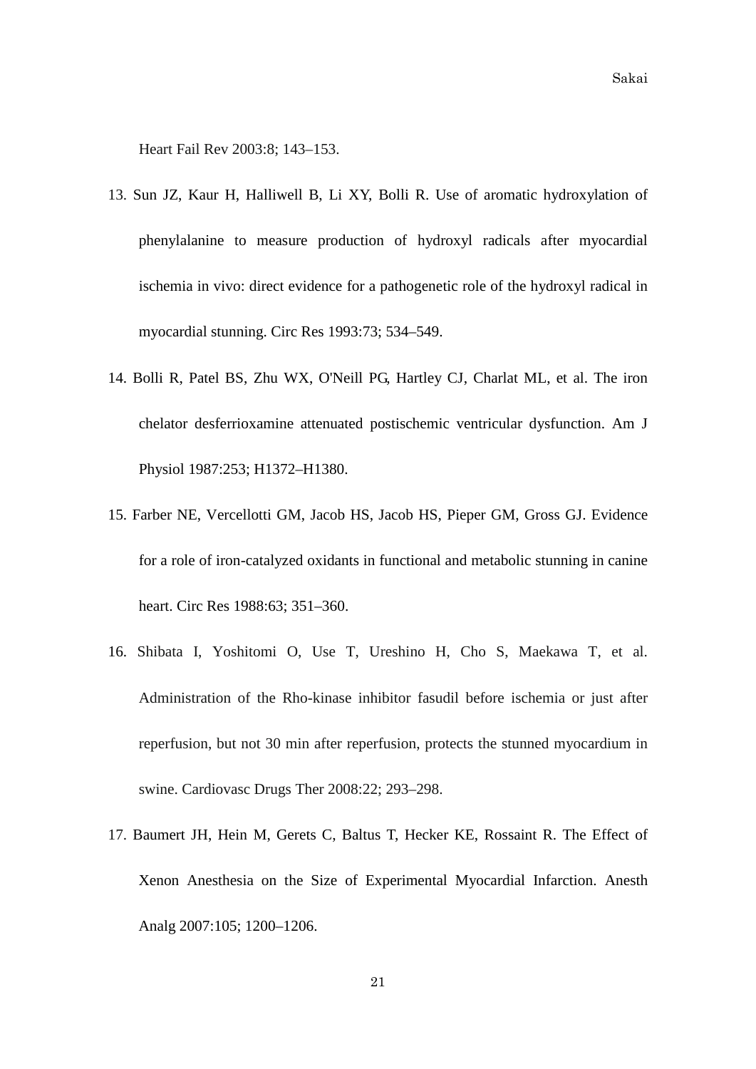Heart Fail Rev 2003:8; 143–153.

13. Sun JZ, Kaur H, Halliwell B, Li XY, Bolli R. Use of aromatic hydroxylation of phenylalanine to measure production of hydroxyl radicals after myocardial ischemia in vivo: direct evidence for a pathogenetic role of the hydroxyl radical in myocardial stunning. Circ Res 1993:73; 534–549.
14. Bolli R, Patel BS, Zhu WX, O'Neill PG, Hartley CJ, Charlat ML, et al. The iron chelator desferrioxamine attenuated postischemic ventricular dysfunction. Am J Physiol 1987:253; H1372–H1380.
15. Farber NE, Vercellotti GM, Jacob HS, Jacob HS, Pieper GM, Gross GJ. Evidence for a role of iron-catalyzed oxidants in functional and metabolic stunning in canine heart. Circ Res 1988:63; 351–360.
16. Shibata I, Yoshitomi O, Use T, Ureshino H, Cho S, Maekawa T, et al. Administration of the Rho-kinase inhibitor fasudil before ischemia or just after reperfusion, but not 30 min after reperfusion, protects the stunned myocardium in swine. Cardiovasc Drugs Ther 2008:22; 293–298.
17. Baumert JH, Hein M, Gerets C, Baltus T, Hecker KE, Rossaint R. The Effect of Xenon Anesthesia on the Size of Experimental Myocardial Infarction. Anesth Analg 2007:105; 1200–1206.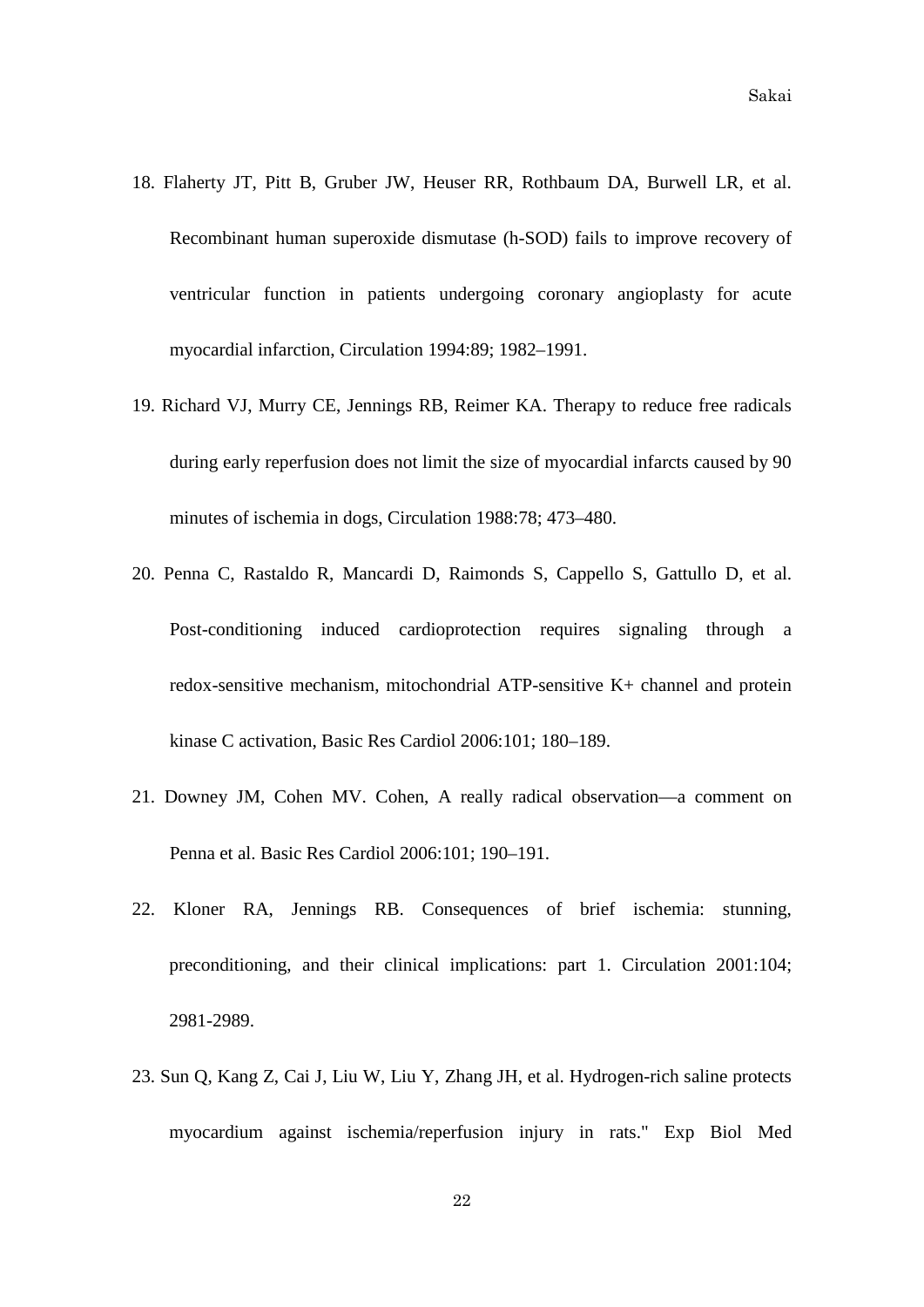18. Flaherty JT, Pitt B, Gruber JW, Heuser RR, Rothbaum DA, Burwell LR, et al. Recombinant human superoxide dismutase (h-SOD) fails to improve recovery of ventricular function in patients undergoing coronary angioplasty for acute myocardial infarction, Circulation 1994:89; 1982–1991.

19. Richard VJ, Murry CE, Jennings RB, Reimer KA. Therapy to reduce free radicals during early reperfusion does not limit the size of myocardial infarcts caused by 90 minutes of ischemia in dogs, Circulation 1988:78; 473–480.

20. Penna C, Rastaldo R, Mancardi D, Raimonds S, Cappello S, Gattullo D, et al. Post-conditioning induced cardioprotection requires signaling through a redox-sensitive mechanism, mitochondrial ATP-sensitive K+ channel and protein kinase C activation, Basic Res Cardiol 2006:101; 180–189.

21. Downey JM, Cohen MV. Cohen, A really radical observation—a comment on Penna et al. Basic Res Cardiol 2006:101; 190–191.

22. Kloner RA, Jennings RB. Consequences of brief ischemia: stunning, preconditioning, and their clinical implications: part 1. Circulation 2001:104; 2981-2989.

23. Sun Q, Kang Z, Cai J, Liu W, Liu Y, Zhang JH, et al. Hydrogen-rich saline protects myocardium against ischemia/reperfusion injury in rats." Exp Biol Med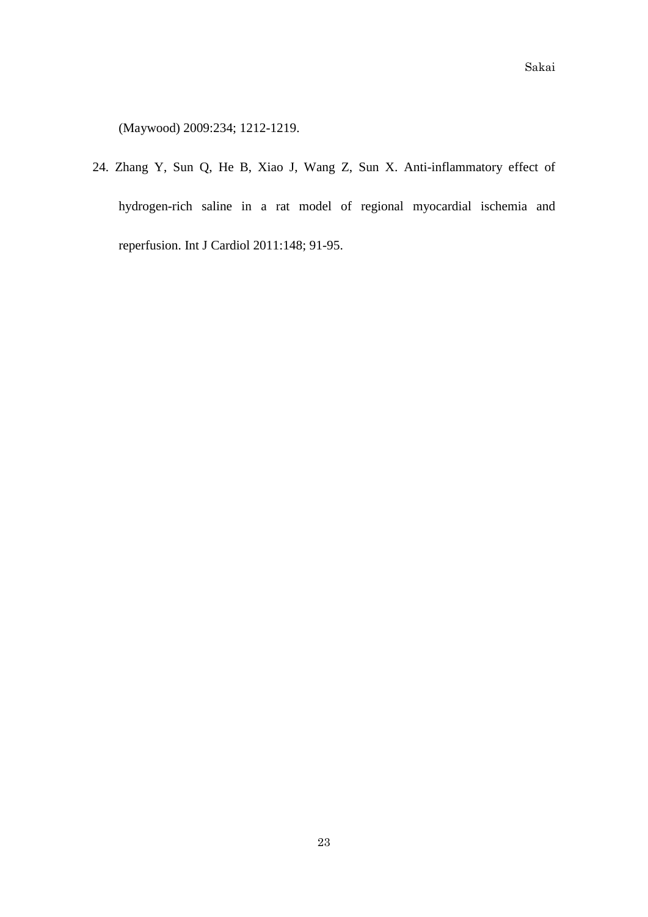(Maywood) 2009:234; 1212-1219.

24. Zhang Y, Sun Q, He B, Xiao J, Wang Z, Sun X. Anti-inflammatory effect of hydrogen-rich saline in a rat model of regional myocardial ischemia and reperfusion. Int J Cardiol 2011:148; 91-95.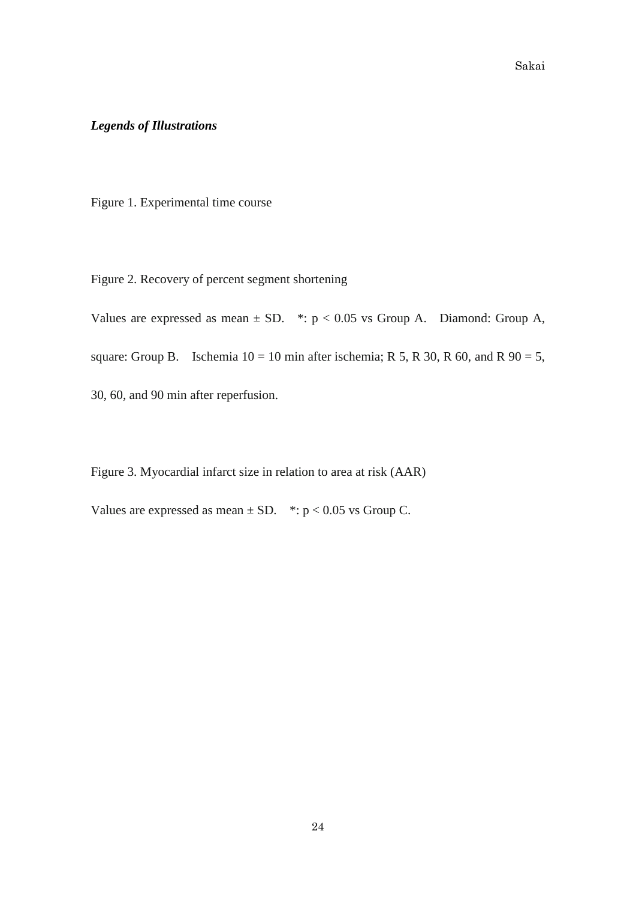***Legends of Illustrations***

Figure 1. Experimental time course

Figure 2. Recovery of percent segment shortening

Values are expressed as mean ± SD. *: $p < 0.05$ vs Group A. Diamond: Group A, square: Group B. Ischemia 10 = 10 min after ischemia; R 5, R 30, R 60, and R 90 = 5, 30, 60, and 90 min after reperfusion.

Figure 3. Myocardial infarct size in relation to area at risk (AAR)

Values are expressed as mean ± SD. *: $p < 0.05$ vs Group C.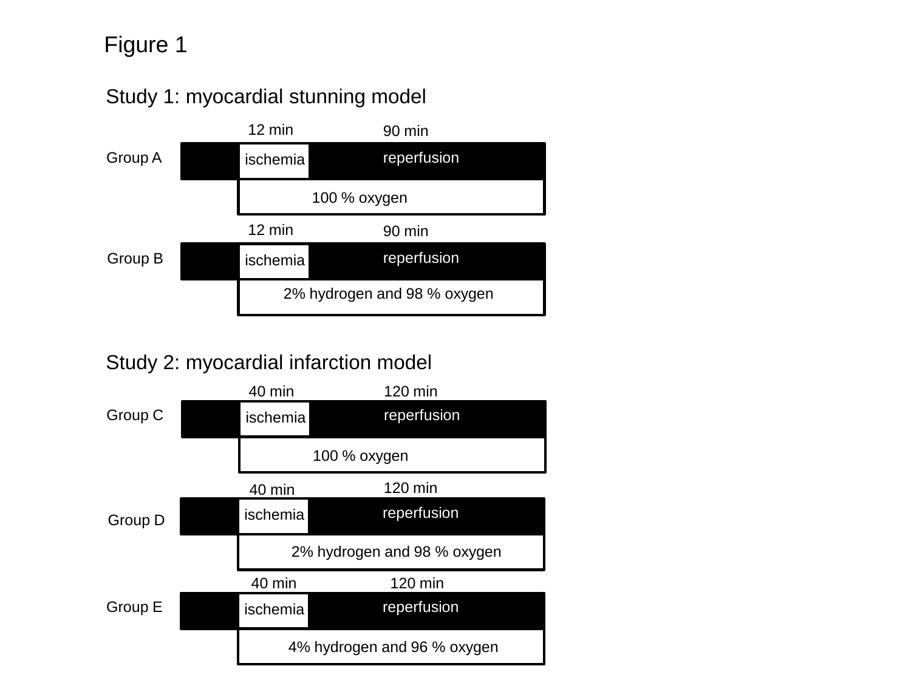# Figure 1

## Study 1: myocardial stunning model

**Group A**

| 12 min | 90 min |
| --- | --- |
| ischemia | reperfusion |
| 100 % oxygen | |

**Group B**

| 12 min | 90 min |
| --- | --- |
| ischemia | reperfusion |
| 2% hydrogen and 98 % oxygen | |

## Study 2: myocardial infarction model

**Group C**

| 40 min | 120 min |
| --- | --- |
| ischemia | reperfusion |
| 100 % oxygen | |

**Group D**

| 40 min | 120 min |
| --- | --- |
| ischemia | reperfusion |
| 2% hydrogen and 98 % oxygen | |

**Group E**

| 40 min | 120 min |
| --- | --- |
| ischemia | reperfusion |
| 4% hydrogen and 96 % oxygen | |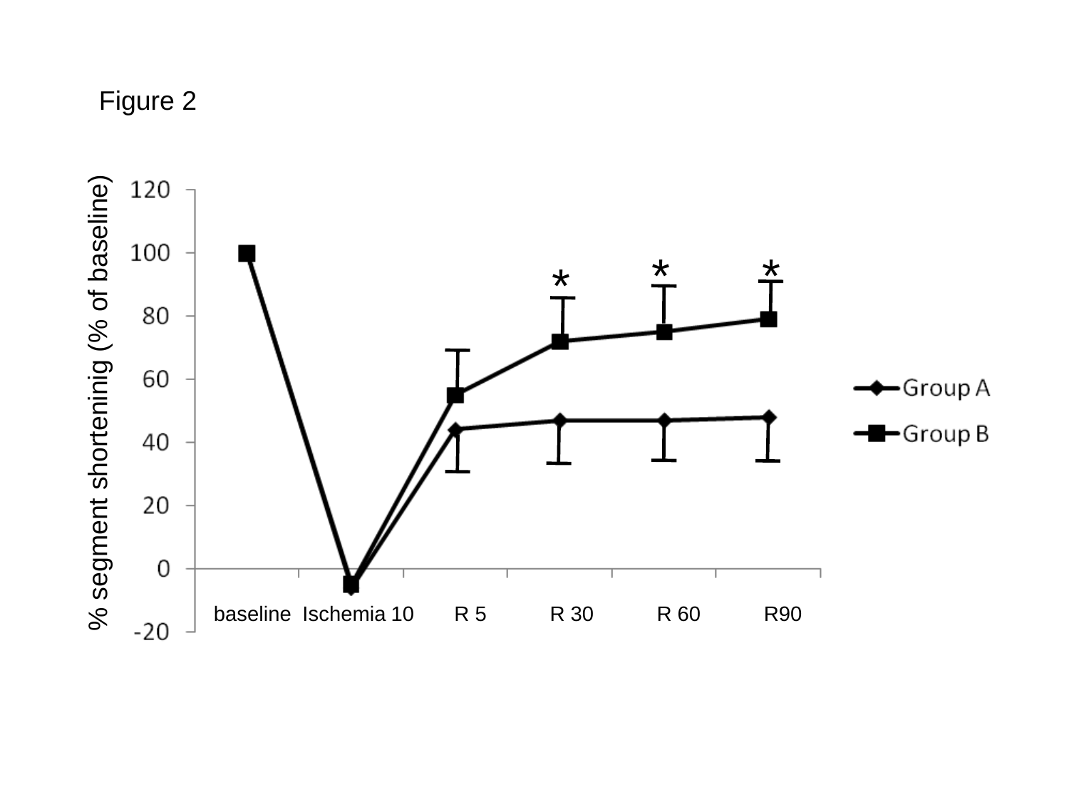Figure 2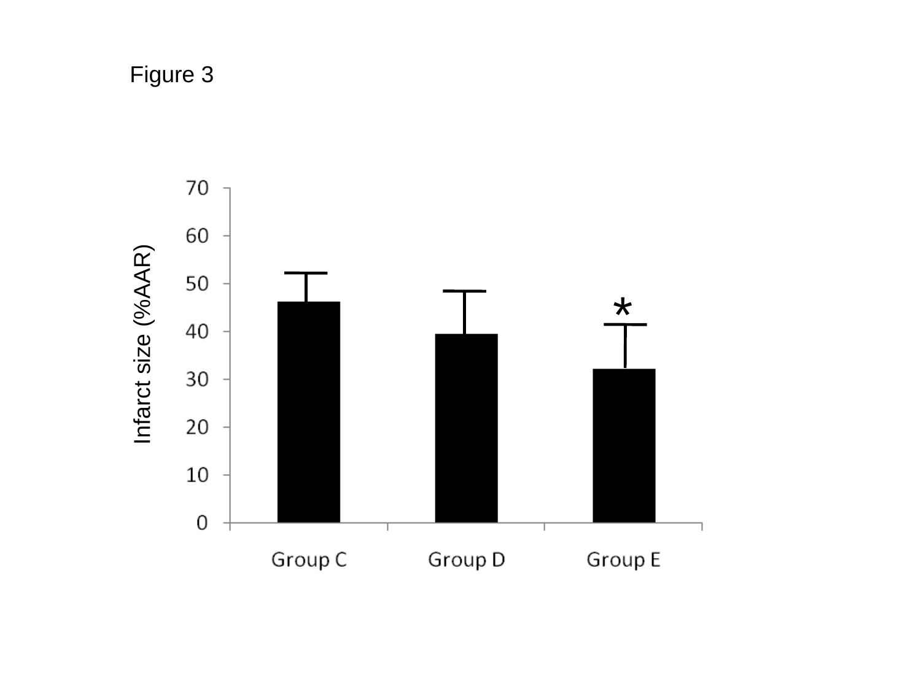Figure 3

Infarct size (%AAR)

70
60
50
40
30
20
10
0

*

Group C Group D Group E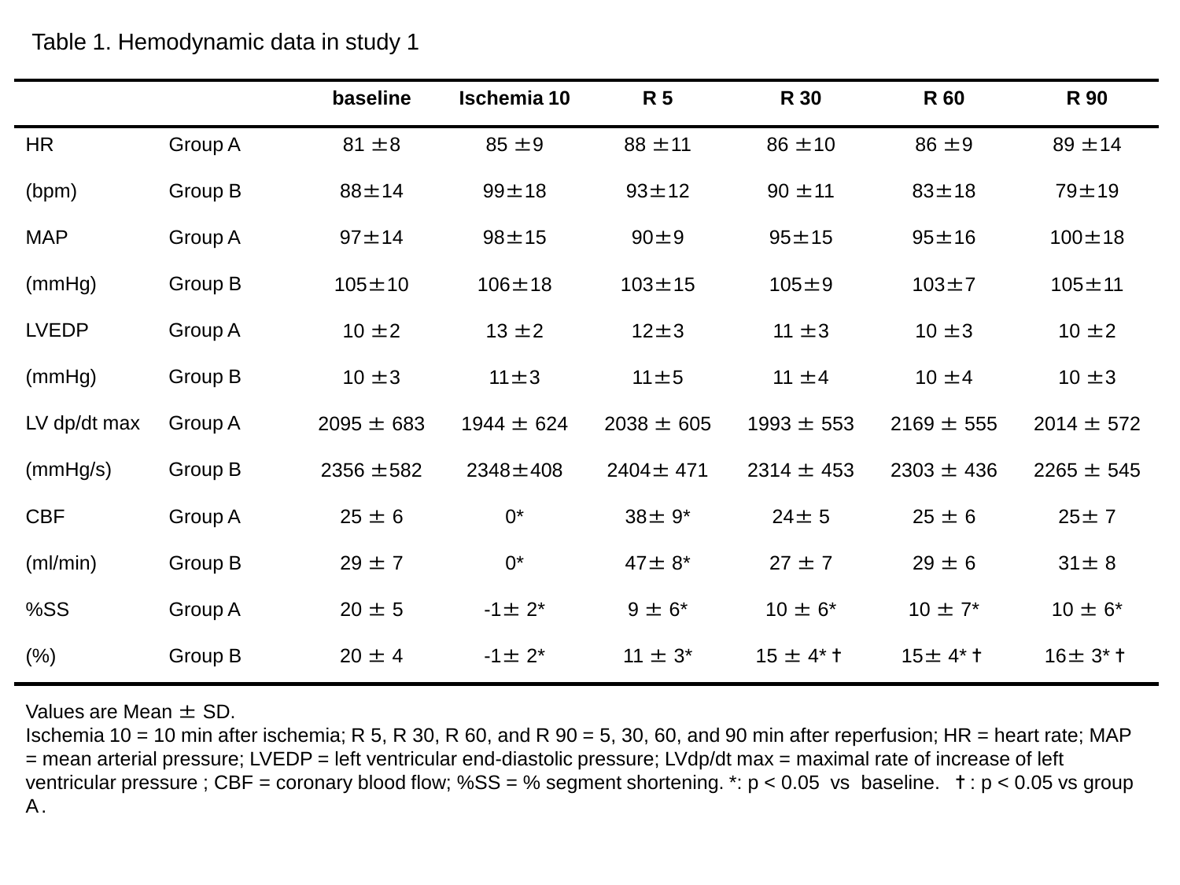Table 1. Hemodynamic data in study 1

| | | baseline | Ischemia 10 | R 5 | R 30 | R 60 | R 90 |
|---|---|---|---|---|---|---|---|
| HR | Group A | 81 ±8 | 85 ±9 | 88 ±11 | 86 ±10 | 86 ±9 | 89 ±14 |
| (bpm) | Group B | 88±14 | 99±18 | 93±12 | 90 ±11 | 83±18 | 79±19 |
| MAP | Group A | 97±14 | 98±15 | 90±9 | 95±15 | 95±16 | 100±18 |
| (mmHg) | Group B | 105±10 | 106±18 | 103±15 | 105±9 | 103±7 | 105±11 |
| LVEDP | Group A | 10 ±2 | 13 ±2 | 12±3 | 11 ±3 | 10 ±3 | 10 ±2 |
| (mmHg) | Group B | 10 ±3 | 11±3 | 11±5 | 11 ±4 | 10 ±4 | 10 ±3 |
| LV dp/dt max | Group A | 2095 ± 683 | 1944 ± 624 | 2038 ± 605 | 1993 ± 553 | 2169 ± 555 | 2014 ± 572 |
| (mmHg/s) | Group B | 2356 ±582 | 2348±408 | 2404± 471 | 2314 ± 453 | 2303 ± 436 | 2265 ± 545 |
| CBF | Group A | 25 ± 6 | 0* | 38± 9* | 24± 5 | 25 ± 6 | 25± 7 |
| (ml/min) | Group B | 29 ± 7 | 0* | 47± 8* | 27 ± 7 | 29 ± 6 | 31± 8 |
| %SS | Group A | 20 ± 5 | -1± 2* | 9 ± 6* | 10 ± 6* | 10 ± 7* | 10 ± 6* |
| (%) | Group B | 20 ± 4 | -1± 2* | 11 ± 3* | 15 ± 4*† | 15± 4*† | 16± 3*† |

Values are Mean ± SD.
Ischemia 10 = 10 min after ischemia; R 5, R 30, R 60, and R 90 = 5, 30, 60, and 90 min after reperfusion; HR = heart rate; MAP = mean arterial pressure; LVEDP = left ventricular end-diastolic pressure; LVdp/dt max = maximal rate of increase of left ventricular pressure ; CBF = coronary blood flow; %SS = % segment shortening. *: $p < 0.05$ vs baseline. †: $p < 0.05$ vs group A.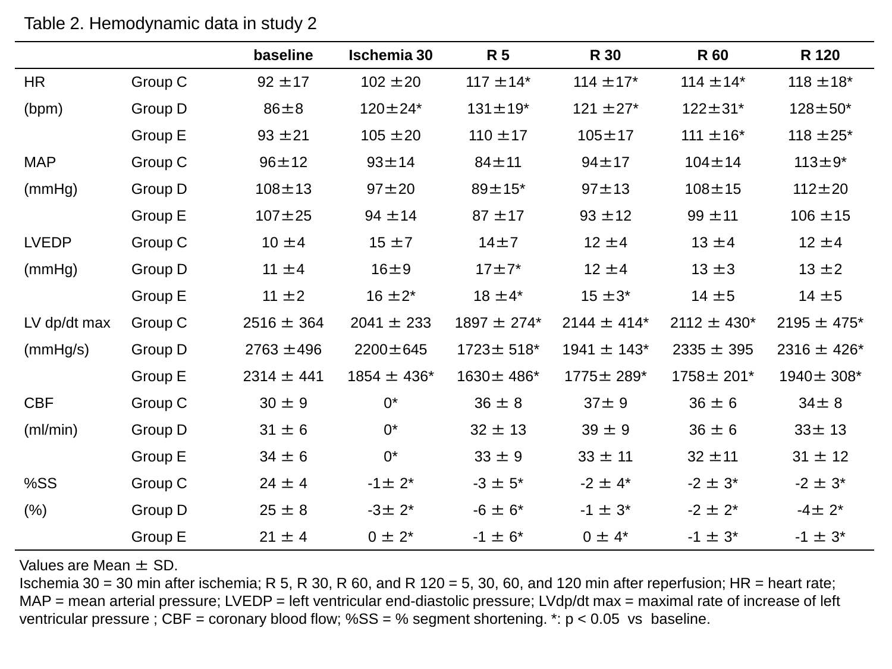Table 2. Hemodynamic data in study 2

| | | baseline | Ischemia 30 | R 5 | R 30 | R 60 | R 120 |
|---|---|---|---|---|---|---|---|
| HR | Group C | 92 ±17 | 102 ±20 | 117 ±14* | 114 ±17* | 114 ±14* | 118 ±18* |
| (bpm) | Group D | 86±8 | 120±24* | 131±19* | 121 ±27* | 122±31* | 128±50* |
| | Group E | 93 ±21 | 105 ±20 | 110 ±17 | 105±17 | 111 ±16* | 118 ±25* |
| MAP | Group C | 96±12 | 93±14 | 84±11 | 94±17 | 104±14 | 113±9* |
| (mmHg) | Group D | 108±13 | 97±20 | 89±15* | 97±13 | 108±15 | 112±20 |
| | Group E | 107±25 | 94 ±14 | 87 ±17 | 93 ±12 | 99 ±11 | 106 ±15 |
| LVEDP | Group C | 10 ±4 | 15 ±7 | 14±7 | 12 ±4 | 13 ±4 | 12 ±4 |
| (mmHg) | Group D | 11 ±4 | 16±9 | 17±7* | 12 ±4 | 13 ±3 | 13 ±2 |
| | Group E | 11 ±2 | 16 ±2* | 18 ±4* | 15 ±3* | 14 ±5 | 14 ±5 |
| LV dp/dt max | Group C | 2516 ± 364 | 2041 ± 233 | 1897 ± 274* | 2144 ± 414* | 2112 ± 430* | 2195 ± 475* |
| (mmHg/s) | Group D | 2763 ±496 | 2200±645 | 1723± 518* | 1941 ± 143* | 2335 ± 395 | 2316 ± 426* |
| | Group E | 2314 ± 441 | 1854 ± 436* | 1630± 486* | 1775± 289* | 1758± 201* | 1940± 308* |
| CBF | Group C | 30 ± 9 | 0* | 36 ± 8 | 37± 9 | 36 ± 6 | 34± 8 |
| (ml/min) | Group D | 31 ± 6 | 0* | 32 ± 13 | 39 ± 9 | 36 ± 6 | 33± 13 |
| | Group E | 34 ± 6 | 0* | 33 ± 9 | 33 ± 11 | 32 ±11 | 31 ± 12 |
| %SS | Group C | 24 ± 4 | -1± 2* | -3 ± 5* | -2 ± 4* | -2 ± 3* | -2 ± 3* |
| (%) | Group D | 25 ± 8 | -3± 2* | -6 ± 6* | -1 ± 3* | -2 ± 2* | -4± 2* |
| | Group E | 21 ± 4 | 0 ± 2* | -1 ± 6* | 0 ± 4* | -1 ± 3* | -1 ± 3* |

Values are Mean ± SD.
Ischemia 30 = 30 min after ischemia; R 5, R 30, R 60, and R 120 = 5, 30, 60, and 120 min after reperfusion; HR = heart rate; MAP = mean arterial pressure; LVEDP = left ventricular end-diastolic pressure; LVdp/dt max = maximal rate of increase of left ventricular pressure ; CBF = coronary blood flow; %SS = % segment shortening. *: $p < 0.05$ vs baseline.